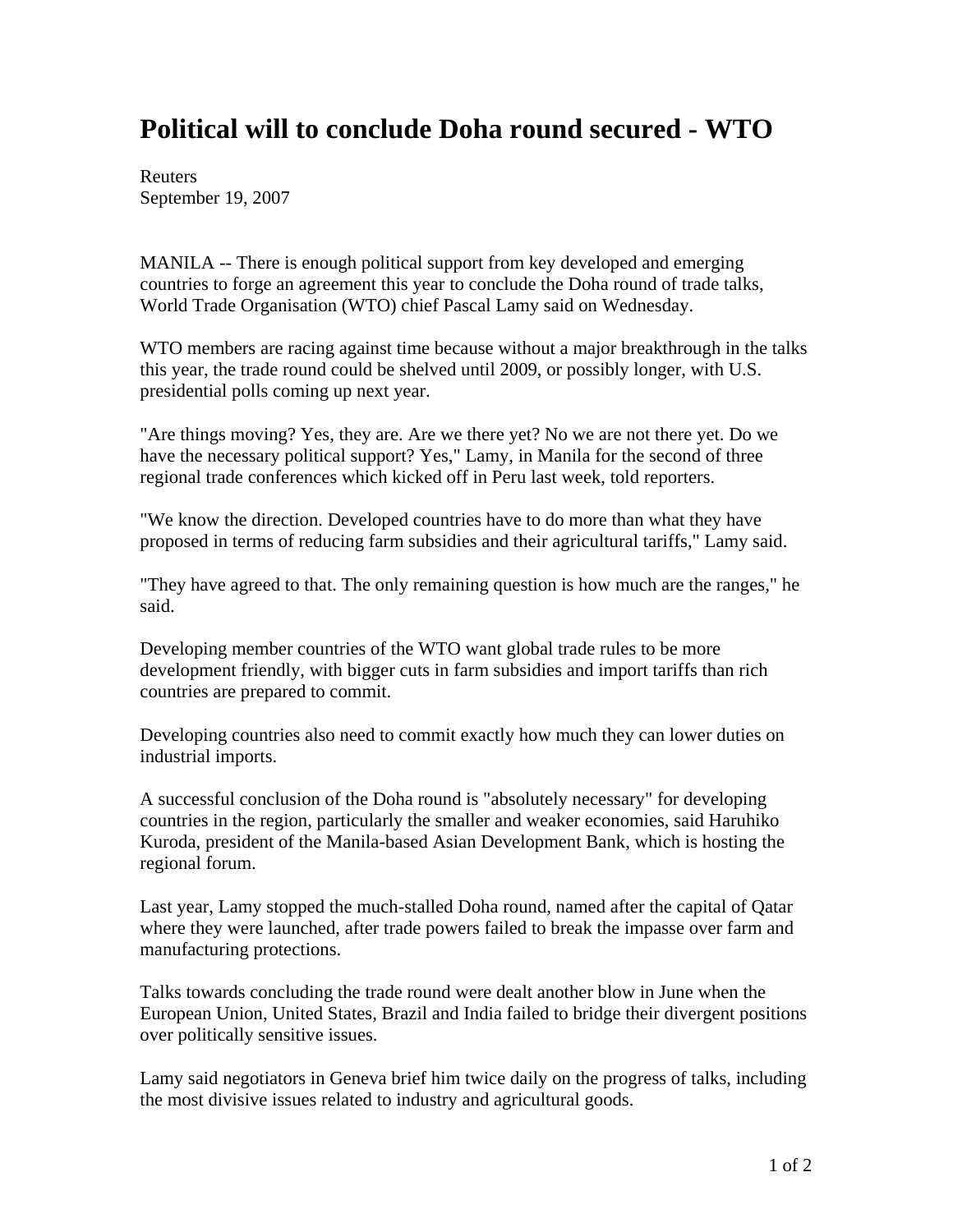# Political will to conclude Doha round secured - WTO

Reuters
September 19, 2007

MANILA -- There is enough political support from key developed and emerging countries to forge an agreement this year to conclude the Doha round of trade talks, World Trade Organisation (WTO) chief Pascal Lamy said on Wednesday.

WTO members are racing against time because without a major breakthrough in the talks this year, the trade round could be shelved until 2009, or possibly longer, with U.S. presidential polls coming up next year.

"Are things moving? Yes, they are. Are we there yet? No we are not there yet. Do we have the necessary political support? Yes," Lamy, in Manila for the second of three regional trade conferences which kicked off in Peru last week, told reporters.

"We know the direction. Developed countries have to do more than what they have proposed in terms of reducing farm subsidies and their agricultural tariffs," Lamy said.

"They have agreed to that. The only remaining question is how much are the ranges," he said.

Developing member countries of the WTO want global trade rules to be more development friendly, with bigger cuts in farm subsidies and import tariffs than rich countries are prepared to commit.

Developing countries also need to commit exactly how much they can lower duties on industrial imports.

A successful conclusion of the Doha round is "absolutely necessary" for developing countries in the region, particularly the smaller and weaker economies, said Haruhiko Kuroda, president of the Manila-based Asian Development Bank, which is hosting the regional forum.

Last year, Lamy stopped the much-stalled Doha round, named after the capital of Qatar where they were launched, after trade powers failed to break the impasse over farm and manufacturing protections.

Talks towards concluding the trade round were dealt another blow in June when the European Union, United States, Brazil and India failed to bridge their divergent positions over politically sensitive issues.

Lamy said negotiators in Geneva brief him twice daily on the progress of talks, including the most divisive issues related to industry and agricultural goods.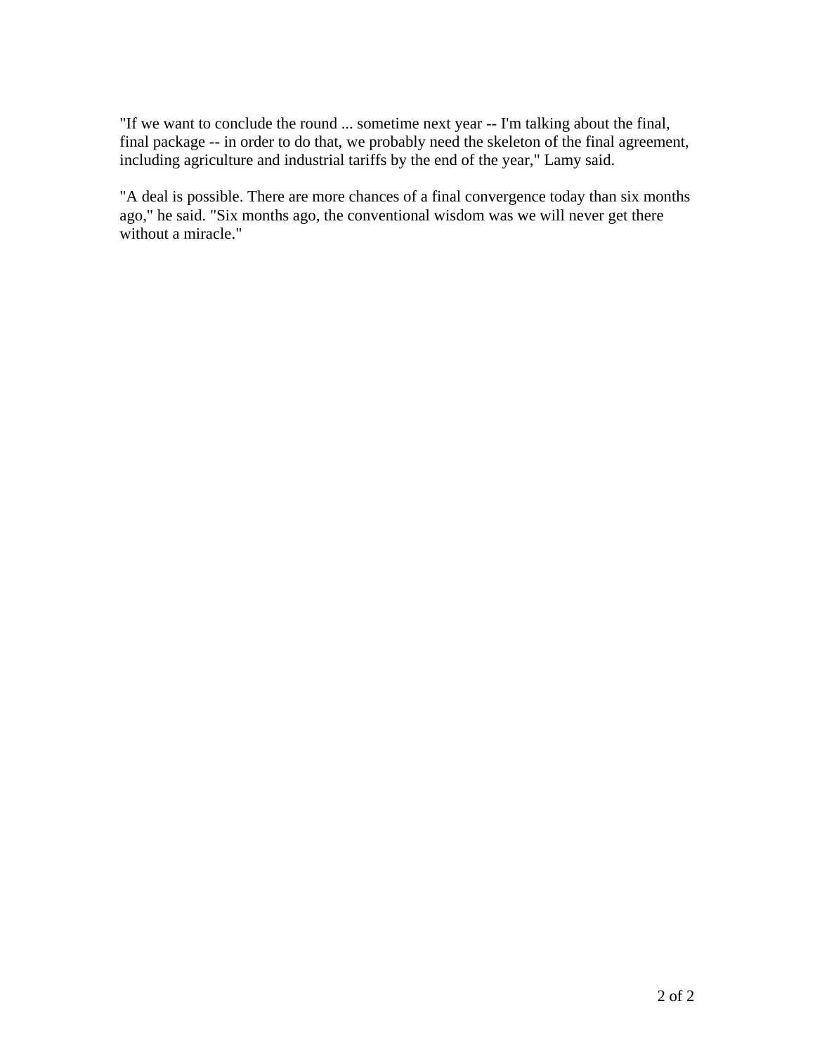"If we want to conclude the round ... sometime next year -- I'm talking about the final, final package -- in order to do that, we probably need the skeleton of the final agreement, including agriculture and industrial tariffs by the end of the year," Lamy said.

"A deal is possible. There are more chances of a final convergence today than six months ago," he said. "Six months ago, the conventional wisdom was we will never get there without a miracle."